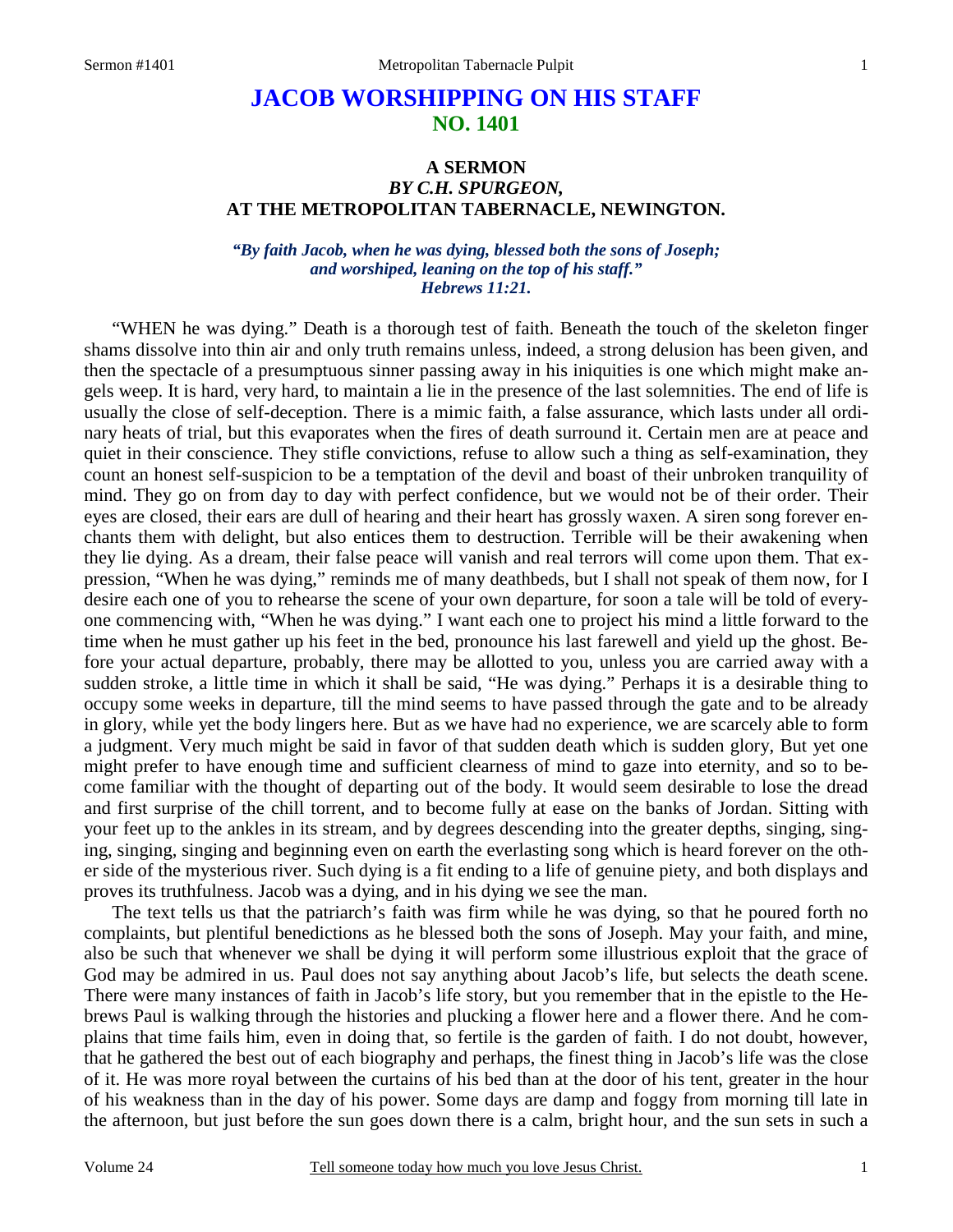# JACOB WORSHIPPING ON HIS STAFF
## NO. 1401

### A SERMON
### *BY C.H. SPURGEON,*
### AT THE METROPOLITAN TABERNACLE, NEWINGTON.

***"By faith Jacob, when he was dying, blessed both the sons of Joseph; and worshiped, leaning on the top of his staff." Hebrews 11:21.***

"WHEN he was dying." Death is a thorough test of faith. Beneath the touch of the skeleton finger shams dissolve into thin air and only truth remains unless, indeed, a strong delusion has been given, and then the spectacle of a presumptuous sinner passing away in his iniquities is one which might make angels weep. It is hard, very hard, to maintain a lie in the presence of the last solemnities. The end of life is usually the close of self-deception. There is a mimic faith, a false assurance, which lasts under all ordinary heats of trial, but this evaporates when the fires of death surround it. Certain men are at peace and quiet in their conscience. They stifle convictions, refuse to allow such a thing as self-examination, they count an honest self-suspicion to be a temptation of the devil and boast of their unbroken tranquility of mind. They go on from day to day with perfect confidence, but we would not be of their order. Their eyes are closed, their ears are dull of hearing and their heart has grossly waxen. A siren song forever enchants them with delight, but also entices them to destruction. Terrible will be their awakening when they lie dying. As a dream, their false peace will vanish and real terrors will come upon them. That expression, "When he was dying," reminds me of many deathbeds, but I shall not speak of them now, for I desire each one of you to rehearse the scene of your own departure, for soon a tale will be told of everyone commencing with, "When he was dying." I want each one to project his mind a little forward to the time when he must gather up his feet in the bed, pronounce his last farewell and yield up the ghost. Before your actual departure, probably, there may be allotted to you, unless you are carried away with a sudden stroke, a little time in which it shall be said, "He was dying." Perhaps it is a desirable thing to occupy some weeks in departure, till the mind seems to have passed through the gate and to be already in glory, while yet the body lingers here. But as we have had no experience, we are scarcely able to form a judgment. Very much might be said in favor of that sudden death which is sudden glory, But yet one might prefer to have enough time and sufficient clearness of mind to gaze into eternity, and so to become familiar with the thought of departing out of the body. It would seem desirable to lose the dread and first surprise of the chill torrent, and to become fully at ease on the banks of Jordan. Sitting with your feet up to the ankles in its stream, and by degrees descending into the greater depths, singing, singing, singing, singing and beginning even on earth the everlasting song which is heard forever on the other side of the mysterious river. Such dying is a fit ending to a life of genuine piety, and both displays and proves its truthfulness. Jacob was a dying, and in his dying we see the man.

The text tells us that the patriarch's faith was firm while he was dying, so that he poured forth no complaints, but plentiful benedictions as he blessed both the sons of Joseph. May your faith, and mine, also be such that whenever we shall be dying it will perform some illustrious exploit that the grace of God may be admired in us. Paul does not say anything about Jacob's life, but selects the death scene. There were many instances of faith in Jacob's life story, but you remember that in the epistle to the Hebrews Paul is walking through the histories and plucking a flower here and a flower there. And he complains that time fails him, even in doing that, so fertile is the garden of faith. I do not doubt, however, that he gathered the best out of each biography and perhaps, the finest thing in Jacob's life was the close of it. He was more royal between the curtains of his bed than at the door of his tent, greater in the hour of his weakness than in the day of his power. Some days are damp and foggy from morning till late in the afternoon, but just before the sun goes down there is a calm, bright hour, and the sun sets in such a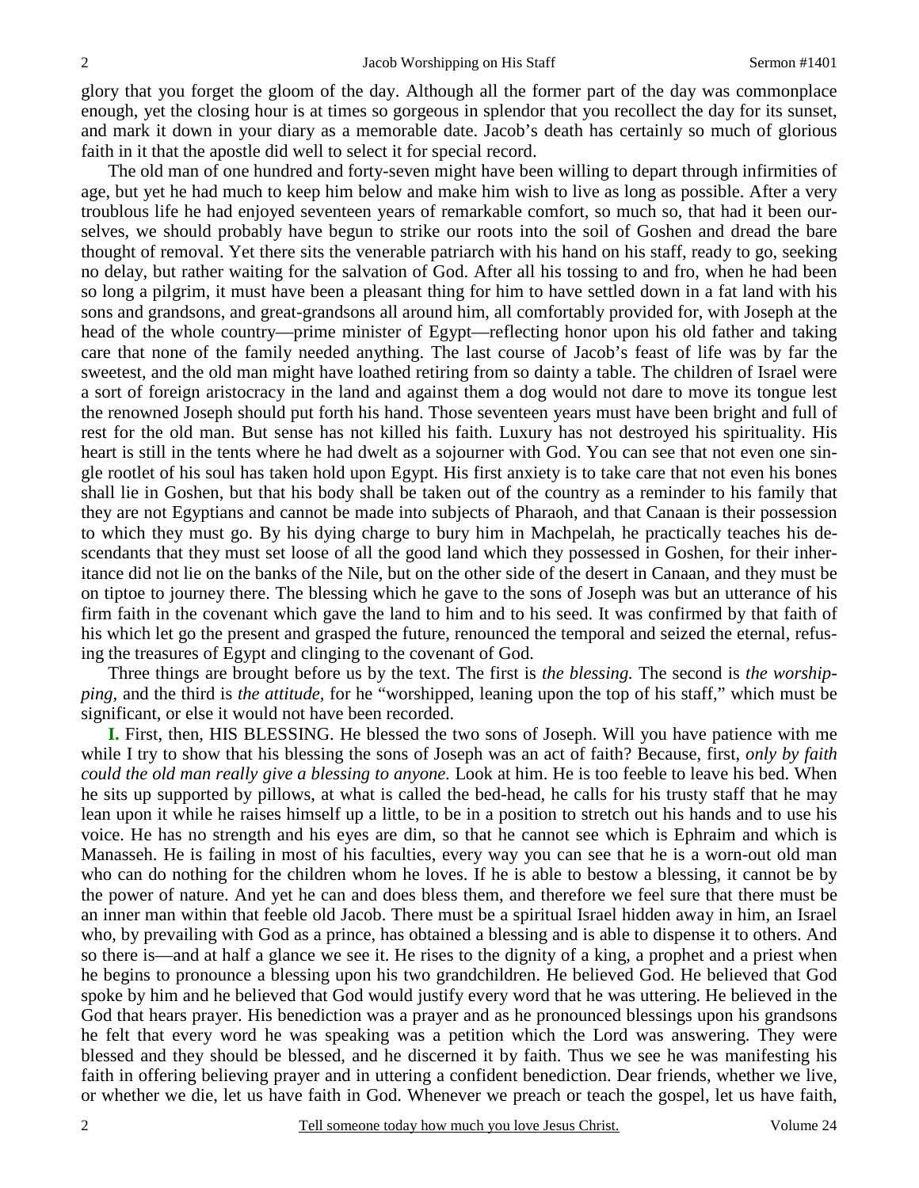glory that you forget the gloom of the day. Although all the former part of the day was commonplace enough, yet the closing hour is at times so gorgeous in splendor that you recollect the day for its sunset, and mark it down in your diary as a memorable date. Jacob's death has certainly so much of glorious faith in it that the apostle did well to select it for special record.

The old man of one hundred and forty-seven might have been willing to depart through infirmities of age, but yet he had much to keep him below and make him wish to live as long as possible. After a very troublous life he had enjoyed seventeen years of remarkable comfort, so much so, that had it been ourselves, we should probably have begun to strike our roots into the soil of Goshen and dread the bare thought of removal. Yet there sits the venerable patriarch with his hand on his staff, ready to go, seeking no delay, but rather waiting for the salvation of God. After all his tossing to and fro, when he had been so long a pilgrim, it must have been a pleasant thing for him to have settled down in a fat land with his sons and grandsons, and great-grandsons all around him, all comfortably provided for, with Joseph at the head of the whole country—prime minister of Egypt—reflecting honor upon his old father and taking care that none of the family needed anything. The last course of Jacob's feast of life was by far the sweetest, and the old man might have loathed retiring from so dainty a table. The children of Israel were a sort of foreign aristocracy in the land and against them a dog would not dare to move its tongue lest the renowned Joseph should put forth his hand. Those seventeen years must have been bright and full of rest for the old man. But sense has not killed his faith. Luxury has not destroyed his spirituality. His heart is still in the tents where he had dwelt as a sojourner with God. You can see that not even one single rootlet of his soul has taken hold upon Egypt. His first anxiety is to take care that not even his bones shall lie in Goshen, but that his body shall be taken out of the country as a reminder to his family that they are not Egyptians and cannot be made into subjects of Pharaoh, and that Canaan is their possession to which they must go. By his dying charge to bury him in Machpelah, he practically teaches his descendants that they must set loose of all the good land which they possessed in Goshen, for their inheritance did not lie on the banks of the Nile, but on the other side of the desert in Canaan, and they must be on tiptoe to journey there. The blessing which he gave to the sons of Joseph was but an utterance of his firm faith in the covenant which gave the land to him and to his seed. It was confirmed by that faith of his which let go the present and grasped the future, renounced the temporal and seized the eternal, refusing the treasures of Egypt and clinging to the covenant of God.

Three things are brought before us by the text. The first is *the blessing.* The second is *the worshipping,* and the third is *the attitude,* for he "worshipped, leaning upon the top of his staff," which must be significant, or else it would not have been recorded.

**I.** First, then, HIS BLESSING. He blessed the two sons of Joseph. Will you have patience with me while I try to show that his blessing the sons of Joseph was an act of faith? Because, first, *only by faith could the old man really give a blessing to anyone.* Look at him. He is too feeble to leave his bed. When he sits up supported by pillows, at what is called the bed-head, he calls for his trusty staff that he may lean upon it while he raises himself up a little, to be in a position to stretch out his hands and to use his voice. He has no strength and his eyes are dim, so that he cannot see which is Ephraim and which is Manasseh. He is failing in most of his faculties, every way you can see that he is a worn-out old man who can do nothing for the children whom he loves. If he is able to bestow a blessing, it cannot be by the power of nature. And yet he can and does bless them, and therefore we feel sure that there must be an inner man within that feeble old Jacob. There must be a spiritual Israel hidden away in him, an Israel who, by prevailing with God as a prince, has obtained a blessing and is able to dispense it to others. And so there is—and at half a glance we see it. He rises to the dignity of a king, a prophet and a priest when he begins to pronounce a blessing upon his two grandchildren. He believed God. He believed that God spoke by him and he believed that God would justify every word that he was uttering. He believed in the God that hears prayer. His benediction was a prayer and as he pronounced blessings upon his grandsons he felt that every word he was speaking was a petition which the Lord was answering. They were blessed and they should be blessed, and he discerned it by faith. Thus we see he was manifesting his faith in offering believing prayer and in uttering a confident benediction. Dear friends, whether we live, or whether we die, let us have faith in God. Whenever we preach or teach the gospel, let us have faith,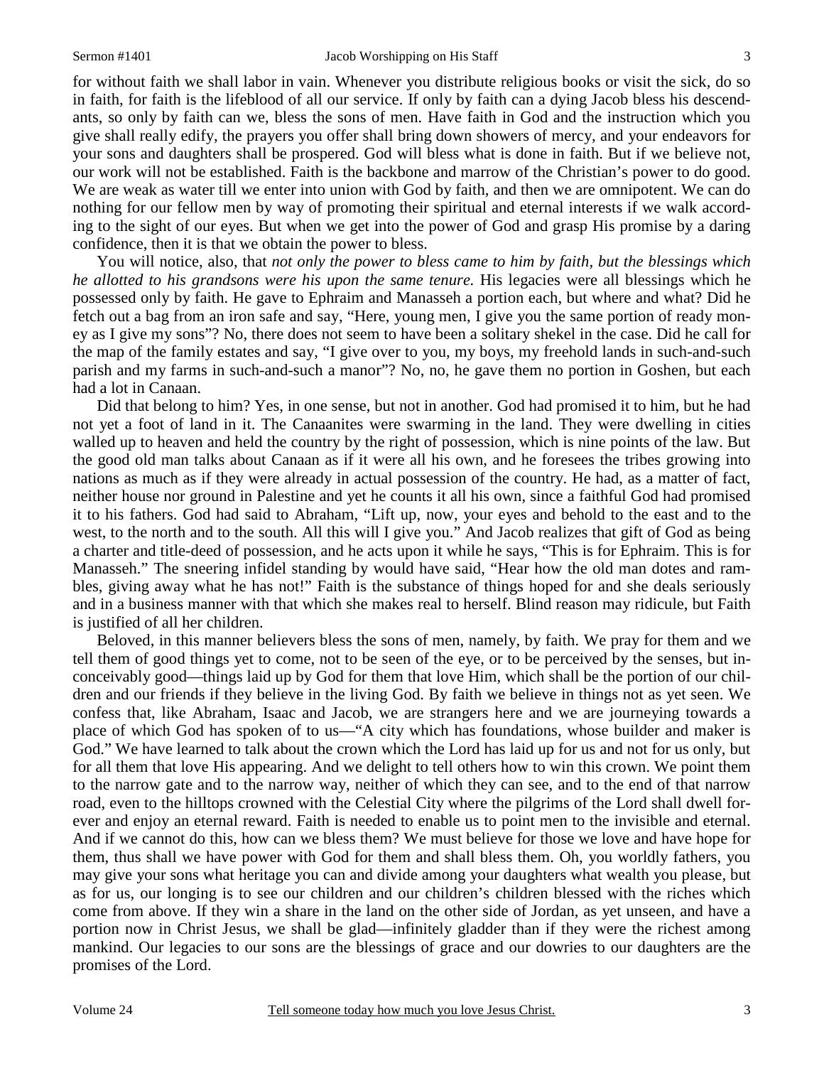for without faith we shall labor in vain. Whenever you distribute religious books or visit the sick, do so in faith, for faith is the lifeblood of all our service. If only by faith can a dying Jacob bless his descendants, so only by faith can we, bless the sons of men. Have faith in God and the instruction which you give shall really edify, the prayers you offer shall bring down showers of mercy, and your endeavors for your sons and daughters shall be prospered. God will bless what is done in faith. But if we believe not, our work will not be established. Faith is the backbone and marrow of the Christian's power to do good. We are weak as water till we enter into union with God by faith, and then we are omnipotent. We can do nothing for our fellow men by way of promoting their spiritual and eternal interests if we walk according to the sight of our eyes. But when we get into the power of God and grasp His promise by a daring confidence, then it is that we obtain the power to bless.

You will notice, also, that *not only the power to bless came to him by faith, but the blessings which he allotted to his grandsons were his upon the same tenure.* His legacies were all blessings which he possessed only by faith. He gave to Ephraim and Manasseh a portion each, but where and what? Did he fetch out a bag from an iron safe and say, "Here, young men, I give you the same portion of ready money as I give my sons"? No, there does not seem to have been a solitary shekel in the case. Did he call for the map of the family estates and say, "I give over to you, my boys, my freehold lands in such-and-such parish and my farms in such-and-such a manor"? No, no, he gave them no portion in Goshen, but each had a lot in Canaan.

Did that belong to him? Yes, in one sense, but not in another. God had promised it to him, but he had not yet a foot of land in it. The Canaanites were swarming in the land. They were dwelling in cities walled up to heaven and held the country by the right of possession, which is nine points of the law. But the good old man talks about Canaan as if it were all his own, and he foresees the tribes growing into nations as much as if they were already in actual possession of the country. He had, as a matter of fact, neither house nor ground in Palestine and yet he counts it all his own, since a faithful God had promised it to his fathers. God had said to Abraham, "Lift up, now, your eyes and behold to the east and to the west, to the north and to the south. All this will I give you." And Jacob realizes that gift of God as being a charter and title-deed of possession, and he acts upon it while he says, "This is for Ephraim. This is for Manasseh." The sneering infidel standing by would have said, "Hear how the old man dotes and rambles, giving away what he has not!" Faith is the substance of things hoped for and she deals seriously and in a business manner with that which she makes real to herself. Blind reason may ridicule, but Faith is justified of all her children.

Beloved, in this manner believers bless the sons of men, namely, by faith. We pray for them and we tell them of good things yet to come, not to be seen of the eye, or to be perceived by the senses, but inconceivably good—things laid up by God for them that love Him, which shall be the portion of our children and our friends if they believe in the living God. By faith we believe in things not as yet seen. We confess that, like Abraham, Isaac and Jacob, we are strangers here and we are journeying towards a place of which God has spoken of to us—"A city which has foundations, whose builder and maker is God." We have learned to talk about the crown which the Lord has laid up for us and not for us only, but for all them that love His appearing. And we delight to tell others how to win this crown. We point them to the narrow gate and to the narrow way, neither of which they can see, and to the end of that narrow road, even to the hilltops crowned with the Celestial City where the pilgrims of the Lord shall dwell forever and enjoy an eternal reward. Faith is needed to enable us to point men to the invisible and eternal. And if we cannot do this, how can we bless them? We must believe for those we love and have hope for them, thus shall we have power with God for them and shall bless them. Oh, you worldly fathers, you may give your sons what heritage you can and divide among your daughters what wealth you please, but as for us, our longing is to see our children and our children's children blessed with the riches which come from above. If they win a share in the land on the other side of Jordan, as yet unseen, and have a portion now in Christ Jesus, we shall be glad—infinitely gladder than if they were the richest among mankind. Our legacies to our sons are the blessings of grace and our dowries to our daughters are the promises of the Lord.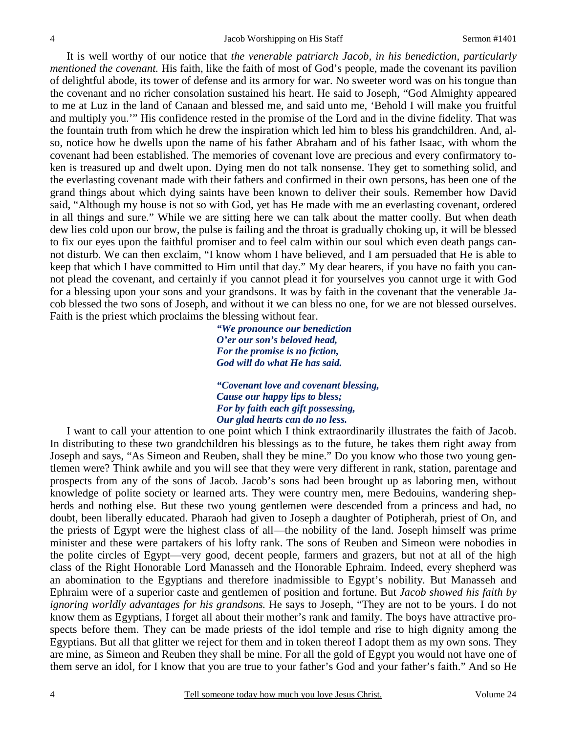It is well worthy of our notice that *the venerable patriarch Jacob, in his benediction, particularly mentioned the covenant.* His faith, like the faith of most of God's people, made the covenant its pavilion of delightful abode, its tower of defense and its armory for war. No sweeter word was on his tongue than the covenant and no richer consolation sustained his heart. He said to Joseph, "God Almighty appeared to me at Luz in the land of Canaan and blessed me, and said unto me, 'Behold I will make you fruitful and multiply you.'" His confidence rested in the promise of the Lord and in the divine fidelity. That was the fountain truth from which he drew the inspiration which led him to bless his grandchildren. And, also, notice how he dwells upon the name of his father Abraham and of his father Isaac, with whom the covenant had been established. The memories of covenant love are precious and every confirmatory token is treasured up and dwelt upon. Dying men do not talk nonsense. They get to something solid, and the everlasting covenant made with their fathers and confirmed in their own persons, has been one of the grand things about which dying saints have been known to deliver their souls. Remember how David said, "Although my house is not so with God, yet has He made with me an everlasting covenant, ordered in all things and sure." While we are sitting here we can talk about the matter coolly. But when death dew lies cold upon our brow, the pulse is failing and the throat is gradually choking up, it will be blessed to fix our eyes upon the faithful promiser and to feel calm within our soul which even death pangs cannot disturb. We can then exclaim, "I know whom I have believed, and I am persuaded that He is able to keep that which I have committed to Him until that day." My dear hearers, if you have no faith you cannot plead the covenant, and certainly if you cannot plead it for yourselves you cannot urge it with God for a blessing upon your sons and your grandsons. It was by faith in the covenant that the venerable Jacob blessed the two sons of Joseph, and without it we can bless no one, for we are not blessed ourselves. Faith is the priest which proclaims the blessing without fear.

> ***"We pronounce our benediction***
> ***O'er our son's beloved head,***
> ***For the promise is no fiction,***
> ***God will do what He has said.***
>
> ***"Covenant love and covenant blessing,***
> ***Cause our happy lips to bless;***
> ***For by faith each gift possessing,***
> ***Our glad hearts can do no less.***

I want to call your attention to one point which I think extraordinarily illustrates the faith of Jacob. In distributing to these two grandchildren his blessings as to the future, he takes them right away from Joseph and says, "As Simeon and Reuben, shall they be mine." Do you know who those two young gentlemen were? Think awhile and you will see that they were very different in rank, station, parentage and prospects from any of the sons of Jacob. Jacob's sons had been brought up as laboring men, without knowledge of polite society or learned arts. They were country men, mere Bedouins, wandering shepherds and nothing else. But these two young gentlemen were descended from a princess and had, no doubt, been liberally educated. Pharaoh had given to Joseph a daughter of Potipherah, priest of On, and the priests of Egypt were the highest class of all—the nobility of the land. Joseph himself was prime minister and these were partakers of his lofty rank. The sons of Reuben and Simeon were nobodies in the polite circles of Egypt—very good, decent people, farmers and grazers, but not at all of the high class of the Right Honorable Lord Manasseh and the Honorable Ephraim. Indeed, every shepherd was an abomination to the Egyptians and therefore inadmissible to Egypt's nobility. But Manasseh and Ephraim were of a superior caste and gentlemen of position and fortune. But *Jacob showed his faith by ignoring worldly advantages for his grandsons.* He says to Joseph, "They are not to be yours. I do not know them as Egyptians, I forget all about their mother's rank and family. The boys have attractive prospects before them. They can be made priests of the idol temple and rise to high dignity among the Egyptians. But all that glitter we reject for them and in token thereof I adopt them as my own sons. They are mine, as Simeon and Reuben they shall be mine. For all the gold of Egypt you would not have one of them serve an idol, for I know that you are true to your father's God and your father's faith." And so He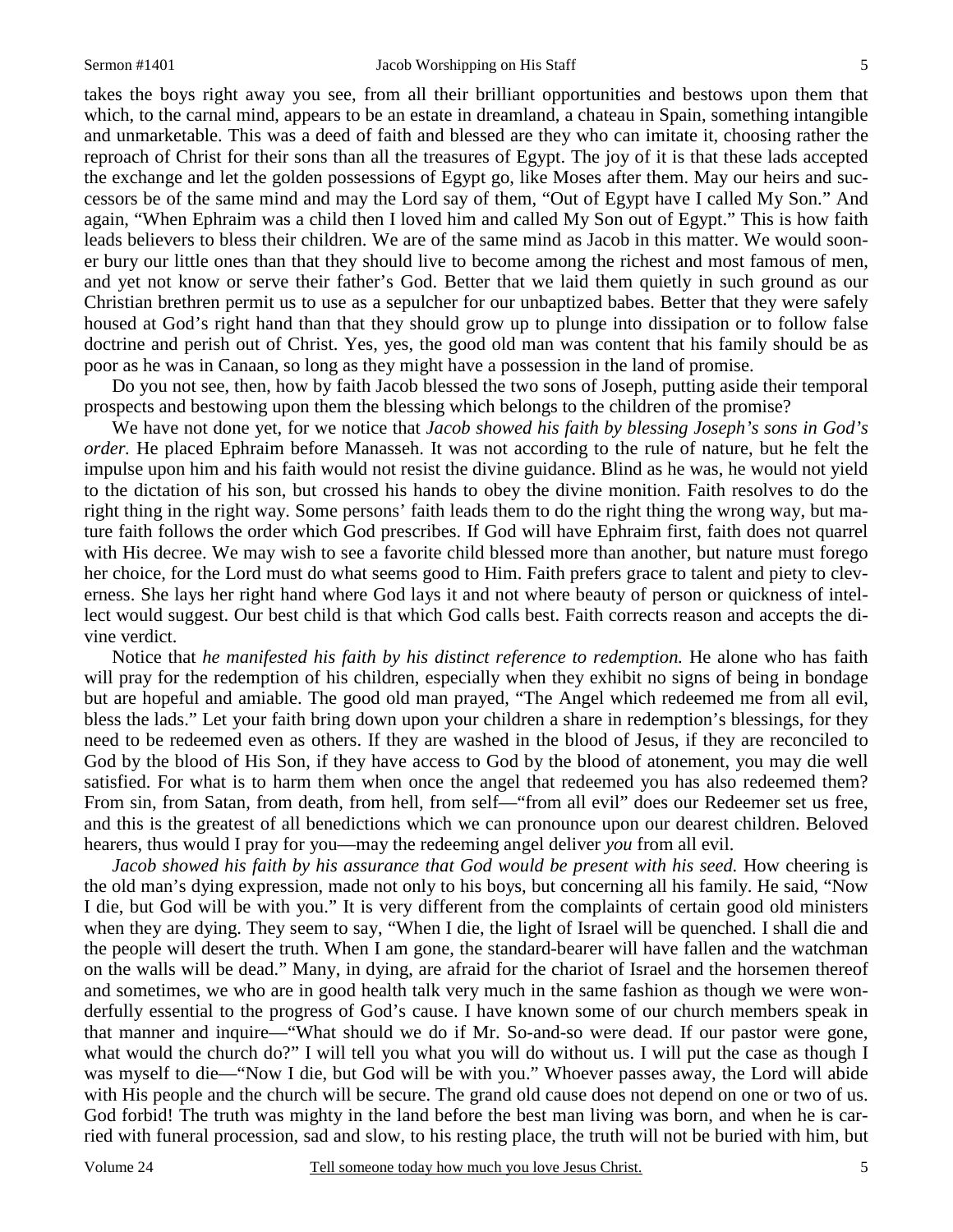takes the boys right away you see, from all their brilliant opportunities and bestows upon them that which, to the carnal mind, appears to be an estate in dreamland, a chateau in Spain, something intangible and unmarketable. This was a deed of faith and blessed are they who can imitate it, choosing rather the reproach of Christ for their sons than all the treasures of Egypt. The joy of it is that these lads accepted the exchange and let the golden possessions of Egypt go, like Moses after them. May our heirs and successors be of the same mind and may the Lord say of them, "Out of Egypt have I called My Son." And again, "When Ephraim was a child then I loved him and called My Son out of Egypt." This is how faith leads believers to bless their children. We are of the same mind as Jacob in this matter. We would sooner bury our little ones than that they should live to become among the richest and most famous of men, and yet not know or serve their father's God. Better that we laid them quietly in such ground as our Christian brethren permit us to use as a sepulcher for our unbaptized babes. Better that they were safely housed at God's right hand than that they should grow up to plunge into dissipation or to follow false doctrine and perish out of Christ. Yes, yes, the good old man was content that his family should be as poor as he was in Canaan, so long as they might have a possession in the land of promise.

Do you not see, then, how by faith Jacob blessed the two sons of Joseph, putting aside their temporal prospects and bestowing upon them the blessing which belongs to the children of the promise?

We have not done yet, for we notice that *Jacob showed his faith by blessing Joseph's sons in God's order.* He placed Ephraim before Manasseh. It was not according to the rule of nature, but he felt the impulse upon him and his faith would not resist the divine guidance. Blind as he was, he would not yield to the dictation of his son, but crossed his hands to obey the divine monition. Faith resolves to do the right thing in the right way. Some persons' faith leads them to do the right thing the wrong way, but mature faith follows the order which God prescribes. If God will have Ephraim first, faith does not quarrel with His decree. We may wish to see a favorite child blessed more than another, but nature must forego her choice, for the Lord must do what seems good to Him. Faith prefers grace to talent and piety to cleverness. She lays her right hand where God lays it and not where beauty of person or quickness of intellect would suggest. Our best child is that which God calls best. Faith corrects reason and accepts the divine verdict.

Notice that *he manifested his faith by his distinct reference to redemption.* He alone who has faith will pray for the redemption of his children, especially when they exhibit no signs of being in bondage but are hopeful and amiable. The good old man prayed, "The Angel which redeemed me from all evil, bless the lads." Let your faith bring down upon your children a share in redemption's blessings, for they need to be redeemed even as others. If they are washed in the blood of Jesus, if they are reconciled to God by the blood of His Son, if they have access to God by the blood of atonement, you may die well satisfied. For what is to harm them when once the angel that redeemed you has also redeemed them? From sin, from Satan, from death, from hell, from self—"from all evil" does our Redeemer set us free, and this is the greatest of all benedictions which we can pronounce upon our dearest children. Beloved hearers, thus would I pray for you—may the redeeming angel deliver *you* from all evil.

*Jacob showed his faith by his assurance that God would be present with his seed.* How cheering is the old man's dying expression, made not only to his boys, but concerning all his family. He said, "Now I die, but God will be with you." It is very different from the complaints of certain good old ministers when they are dying. They seem to say, "When I die, the light of Israel will be quenched. I shall die and the people will desert the truth. When I am gone, the standard-bearer will have fallen and the watchman on the walls will be dead." Many, in dying, are afraid for the chariot of Israel and the horsemen thereof and sometimes, we who are in good health talk very much in the same fashion as though we were wonderfully essential to the progress of God's cause. I have known some of our church members speak in that manner and inquire—"What should we do if Mr. So-and-so were dead. If our pastor were gone, what would the church do?" I will tell you what you will do without us. I will put the case as though I was myself to die—"Now I die, but God will be with you." Whoever passes away, the Lord will abide with His people and the church will be secure. The grand old cause does not depend on one or two of us. God forbid! The truth was mighty in the land before the best man living was born, and when he is carried with funeral procession, sad and slow, to his resting place, the truth will not be buried with him, but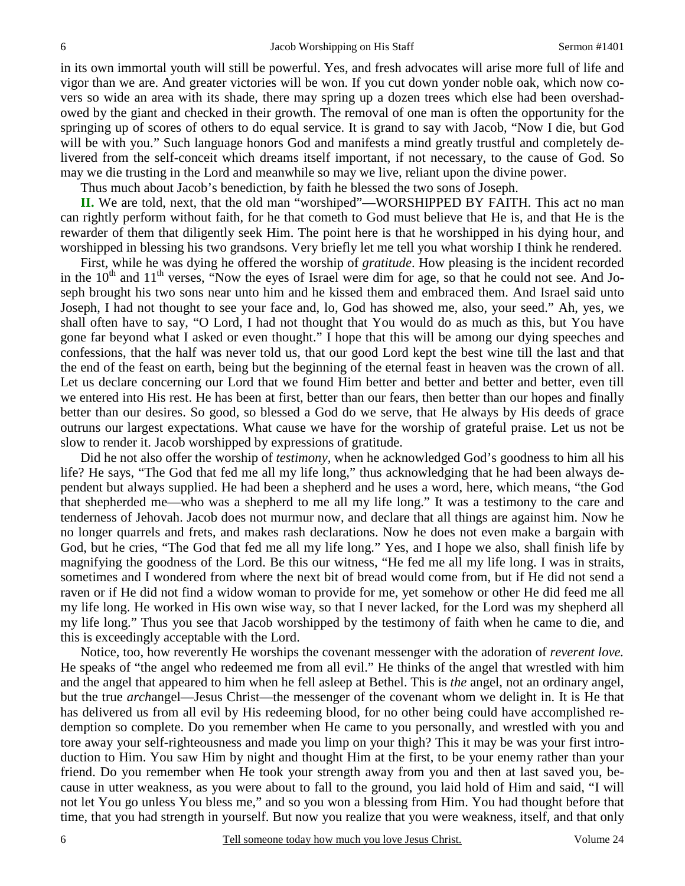in its own immortal youth will still be powerful. Yes, and fresh advocates will arise more full of life and vigor than we are. And greater victories will be won. If you cut down yonder noble oak, which now covers so wide an area with its shade, there may spring up a dozen trees which else had been overshadowed by the giant and checked in their growth. The removal of one man is often the opportunity for the springing up of scores of others to do equal service. It is grand to say with Jacob, "Now I die, but God will be with you." Such language honors God and manifests a mind greatly trustful and completely delivered from the self-conceit which dreams itself important, if not necessary, to the cause of God. So may we die trusting in the Lord and meanwhile so may we live, reliant upon the divine power.

Thus much about Jacob's benediction, by faith he blessed the two sons of Joseph.

**II.** We are told, next, that the old man "worshiped"—WORSHIPPED BY FAITH. This act no man can rightly perform without faith, for he that cometh to God must believe that He is, and that He is the rewarder of them that diligently seek Him. The point here is that he worshipped in his dying hour, and worshipped in blessing his two grandsons. Very briefly let me tell you what worship I think he rendered.

First, while he was dying he offered the worship of *gratitude*. How pleasing is the incident recorded in the 10th and 11th verses, "Now the eyes of Israel were dim for age, so that he could not see. And Joseph brought his two sons near unto him and he kissed them and embraced them. And Israel said unto Joseph, I had not thought to see your face and, lo, God has showed me, also, your seed." Ah, yes, we shall often have to say, "O Lord, I had not thought that You would do as much as this, but You have gone far beyond what I asked or even thought." I hope that this will be among our dying speeches and confessions, that the half was never told us, that our good Lord kept the best wine till the last and that the end of the feast on earth, being but the beginning of the eternal feast in heaven was the crown of all. Let us declare concerning our Lord that we found Him better and better and better and better, even till we entered into His rest. He has been at first, better than our fears, then better than our hopes and finally better than our desires. So good, so blessed a God do we serve, that He always by His deeds of grace outruns our largest expectations. What cause we have for the worship of grateful praise. Let us not be slow to render it. Jacob worshipped by expressions of gratitude.

Did he not also offer the worship of *testimony*, when he acknowledged God's goodness to him all his life? He says, "The God that fed me all my life long," thus acknowledging that he had been always dependent but always supplied. He had been a shepherd and he uses a word, here, which means, "the God that shepherded me—who was a shepherd to me all my life long." It was a testimony to the care and tenderness of Jehovah. Jacob does not murmur now, and declare that all things are against him. Now he no longer quarrels and frets, and makes rash declarations. Now he does not even make a bargain with God, but he cries, "The God that fed me all my life long." Yes, and I hope we also, shall finish life by magnifying the goodness of the Lord. Be this our witness, "He fed me all my life long. I was in straits, sometimes and I wondered from where the next bit of bread would come from, but if He did not send a raven or if He did not find a widow woman to provide for me, yet somehow or other He did feed me all my life long. He worked in His own wise way, so that I never lacked, for the Lord was my shepherd all my life long." Thus you see that Jacob worshipped by the testimony of faith when he came to die, and this is exceedingly acceptable with the Lord.

Notice, too, how reverently He worships the covenant messenger with the adoration of *reverent love.* He speaks of "the angel who redeemed me from all evil." He thinks of the angel that wrestled with him and the angel that appeared to him when he fell asleep at Bethel. This is *the* angel, not an ordinary angel, but the true *arch*angel—Jesus Christ—the messenger of the covenant whom we delight in. It is He that has delivered us from all evil by His redeeming blood, for no other being could have accomplished redemption so complete. Do you remember when He came to you personally, and wrestled with you and tore away your self-righteousness and made you limp on your thigh? This it may be was your first introduction to Him. You saw Him by night and thought Him at the first, to be your enemy rather than your friend. Do you remember when He took your strength away from you and then at last saved you, because in utter weakness, as you were about to fall to the ground, you laid hold of Him and said, "I will not let You go unless You bless me," and so you won a blessing from Him. You had thought before that time, that you had strength in yourself. But now you realize that you were weakness, itself, and that only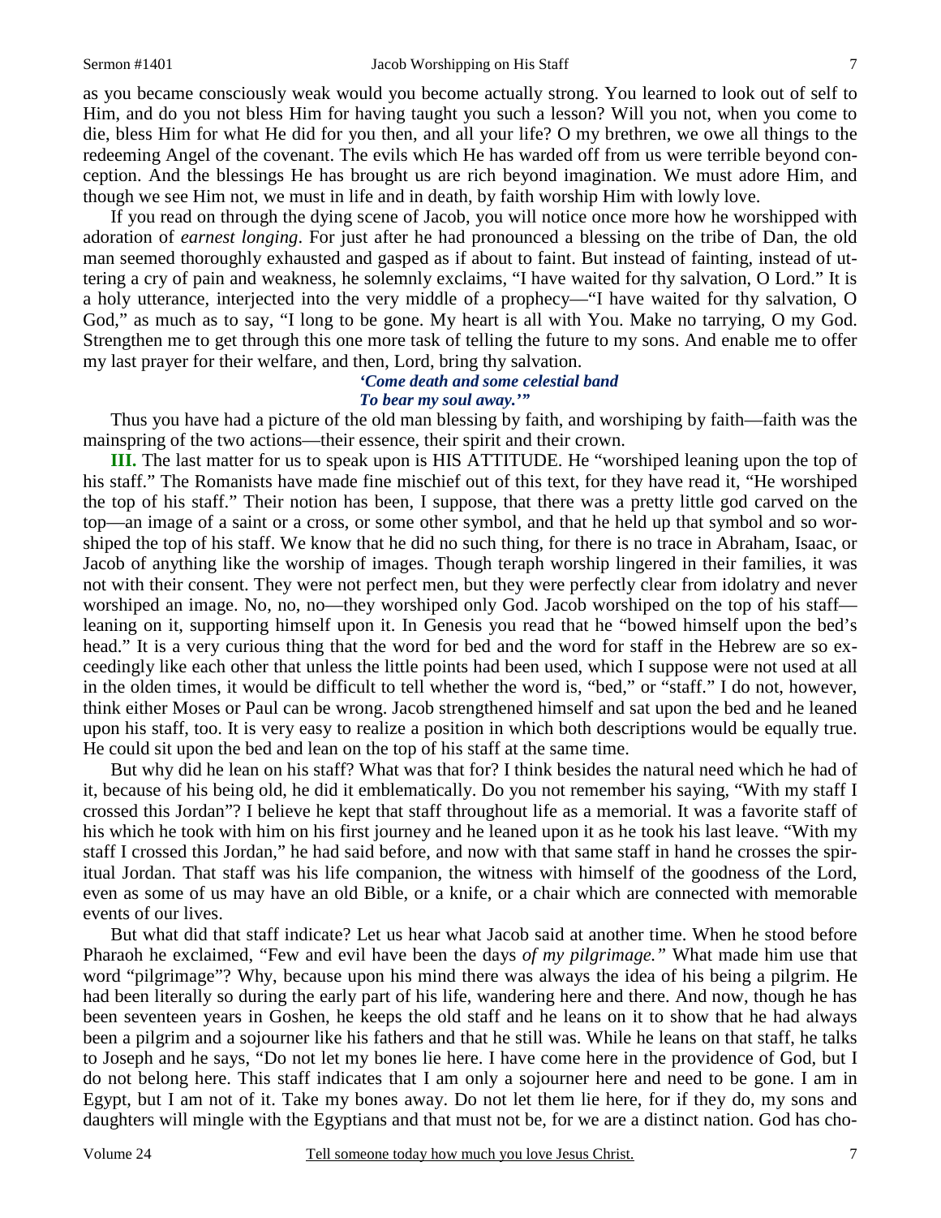as you became consciously weak would you become actually strong. You learned to look out of self to Him, and do you not bless Him for having taught you such a lesson? Will you not, when you come to die, bless Him for what He did for you then, and all your life? O my brethren, we owe all things to the redeeming Angel of the covenant. The evils which He has warded off from us were terrible beyond conception. And the blessings He has brought us are rich beyond imagination. We must adore Him, and though we see Him not, we must in life and in death, by faith worship Him with lowly love.

If you read on through the dying scene of Jacob, you will notice once more how he worshipped with adoration of *earnest longing*. For just after he had pronounced a blessing on the tribe of Dan, the old man seemed thoroughly exhausted and gasped as if about to faint. But instead of fainting, instead of uttering a cry of pain and weakness, he solemnly exclaims, "I have waited for thy salvation, O Lord." It is a holy utterance, interjected into the very middle of a prophecy—"I have waited for thy salvation, O God," as much as to say, "I long to be gone. My heart is all with You. Make no tarrying, O my God. Strengthen me to get through this one more task of telling the future to my sons. And enable me to offer my last prayer for their welfare, and then, Lord, bring thy salvation.

> ***'Come death and some celestial band***
> ***To bear my soul away.'"***

Thus you have had a picture of the old man blessing by faith, and worshiping by faith—faith was the mainspring of the two actions—their essence, their spirit and their crown.

**III.** The last matter for us to speak upon is HIS ATTITUDE. He "worshiped leaning upon the top of his staff." The Romanists have made fine mischief out of this text, for they have read it, "He worshiped the top of his staff." Their notion has been, I suppose, that there was a pretty little god carved on the top—an image of a saint or a cross, or some other symbol, and that he held up that symbol and so worshiped the top of his staff. We know that he did no such thing, for there is no trace in Abraham, Isaac, or Jacob of anything like the worship of images. Though teraph worship lingered in their families, it was not with their consent. They were not perfect men, but they were perfectly clear from idolatry and never worshiped an image. No, no, no—they worshiped only God. Jacob worshiped on the top of his staff—leaning on it, supporting himself upon it. In Genesis you read that he "bowed himself upon the bed's head." It is a very curious thing that the word for bed and the word for staff in the Hebrew are so exceedingly like each other that unless the little points had been used, which I suppose were not used at all in the olden times, it would be difficult to tell whether the word is, "bed," or "staff." I do not, however, think either Moses or Paul can be wrong. Jacob strengthened himself and sat upon the bed and he leaned upon his staff, too. It is very easy to realize a position in which both descriptions would be equally true. He could sit upon the bed and lean on the top of his staff at the same time.

But why did he lean on his staff? What was that for? I think besides the natural need which he had of it, because of his being old, he did it emblematically. Do you not remember his saying, "With my staff I crossed this Jordan"? I believe he kept that staff throughout life as a memorial. It was a favorite staff of his which he took with him on his first journey and he leaned upon it as he took his last leave. "With my staff I crossed this Jordan," he had said before, and now with that same staff in hand he crosses the spiritual Jordan. That staff was his life companion, the witness with himself of the goodness of the Lord, even as some of us may have an old Bible, or a knife, or a chair which are connected with memorable events of our lives.

But what did that staff indicate? Let us hear what Jacob said at another time. When he stood before Pharaoh he exclaimed, "Few and evil have been the days *of my pilgrimage."* What made him use that word "pilgrimage"? Why, because upon his mind there was always the idea of his being a pilgrim. He had been literally so during the early part of his life, wandering here and there. And now, though he has been seventeen years in Goshen, he keeps the old staff and he leans on it to show that he had always been a pilgrim and a sojourner like his fathers and that he still was. While he leans on that staff, he talks to Joseph and he says, "Do not let my bones lie here. I have come here in the providence of God, but I do not belong here. This staff indicates that I am only a sojourner here and need to be gone. I am in Egypt, but I am not of it. Take my bones away. Do not let them lie here, for if they do, my sons and daughters will mingle with the Egyptians and that must not be, for we are a distinct nation. God has cho-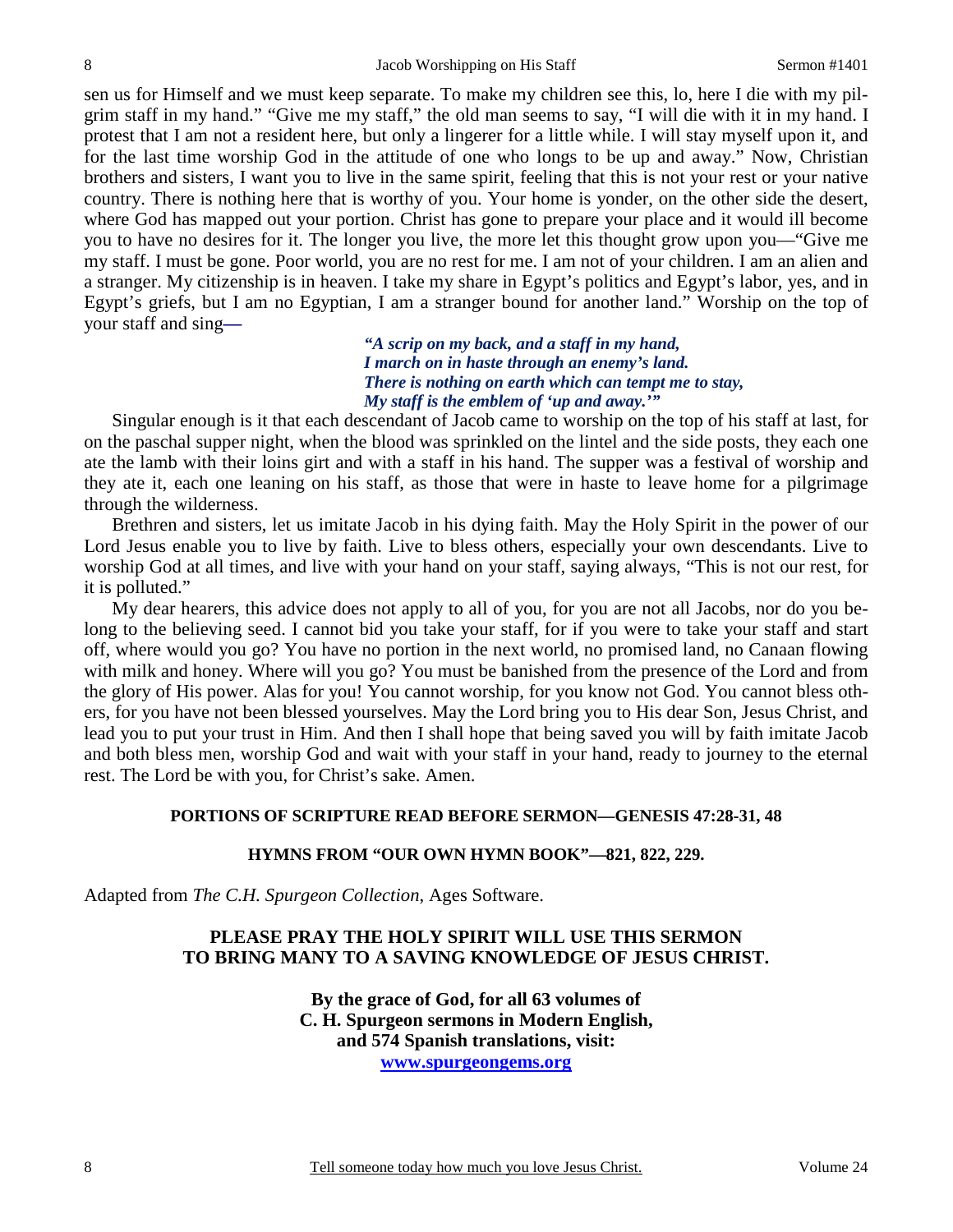sen us for Himself and we must keep separate. To make my children see this, lo, here I die with my pilgrim staff in my hand." "Give me my staff," the old man seems to say, "I will die with it in my hand. I protest that I am not a resident here, but only a lingerer for a little while. I will stay myself upon it, and for the last time worship God in the attitude of one who longs to be up and away." Now, Christian brothers and sisters, I want you to live in the same spirit, feeling that this is not your rest or your native country. There is nothing here that is worthy of you. Your home is yonder, on the other side the desert, where God has mapped out your portion. Christ has gone to prepare your place and it would ill become you to have no desires for it. The longer you live, the more let this thought grow upon you—"Give me my staff. I must be gone. Poor world, you are no rest for me. I am not of your children. I am an alien and a stranger. My citizenship is in heaven. I take my share in Egypt's politics and Egypt's labor, yes, and in Egypt's griefs, but I am no Egyptian, I am a stranger bound for another land." Worship on the top of your staff and sing**—**

> ***"A scrip on my back, and a staff in my hand,***
> ***I march on in haste through an enemy's land.***
> ***There is nothing on earth which can tempt me to stay,***
> ***My staff is the emblem of 'up and away.'"***

Singular enough is it that each descendant of Jacob came to worship on the top of his staff at last, for on the paschal supper night, when the blood was sprinkled on the lintel and the side posts, they each one ate the lamb with their loins girt and with a staff in his hand. The supper was a festival of worship and they ate it, each one leaning on his staff, as those that were in haste to leave home for a pilgrimage through the wilderness.

Brethren and sisters, let us imitate Jacob in his dying faith. May the Holy Spirit in the power of our Lord Jesus enable you to live by faith. Live to bless others, especially your own descendants. Live to worship God at all times, and live with your hand on your staff, saying always, "This is not our rest, for it is polluted."

My dear hearers, this advice does not apply to all of you, for you are not all Jacobs, nor do you belong to the believing seed. I cannot bid you take your staff, for if you were to take your staff and start off, where would you go? You have no portion in the next world, no promised land, no Canaan flowing with milk and honey. Where will you go? You must be banished from the presence of the Lord and from the glory of His power. Alas for you! You cannot worship, for you know not God. You cannot bless others, for you have not been blessed yourselves. May the Lord bring you to His dear Son, Jesus Christ, and lead you to put your trust in Him. And then I shall hope that being saved you will by faith imitate Jacob and both bless men, worship God and wait with your staff in your hand, ready to journey to the eternal rest. The Lord be with you, for Christ's sake. Amen.

**PORTIONS OF SCRIPTURE READ BEFORE SERMON—GENESIS 47:28-31, 48**

**HYMNS FROM "OUR OWN HYMN BOOK"—821, 822, 229.**

Adapted from *The C.H. Spurgeon Collection*, Ages Software.

**PLEASE PRAY THE HOLY SPIRIT WILL USE THIS SERMON TO BRING MANY TO A SAVING KNOWLEDGE OF JESUS CHRIST.**

**By the grace of God, for all 63 volumes of C. H. Spurgeon sermons in Modern English, and 574 Spanish translations, visit: www.spurgeongems.org**